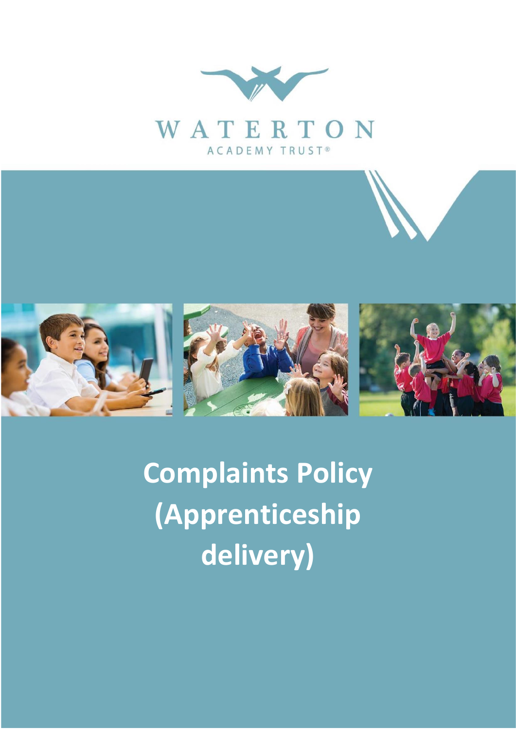WATERTON

ACADEMY TRUST®

# Complaints Policy (Apprenticeship delivery)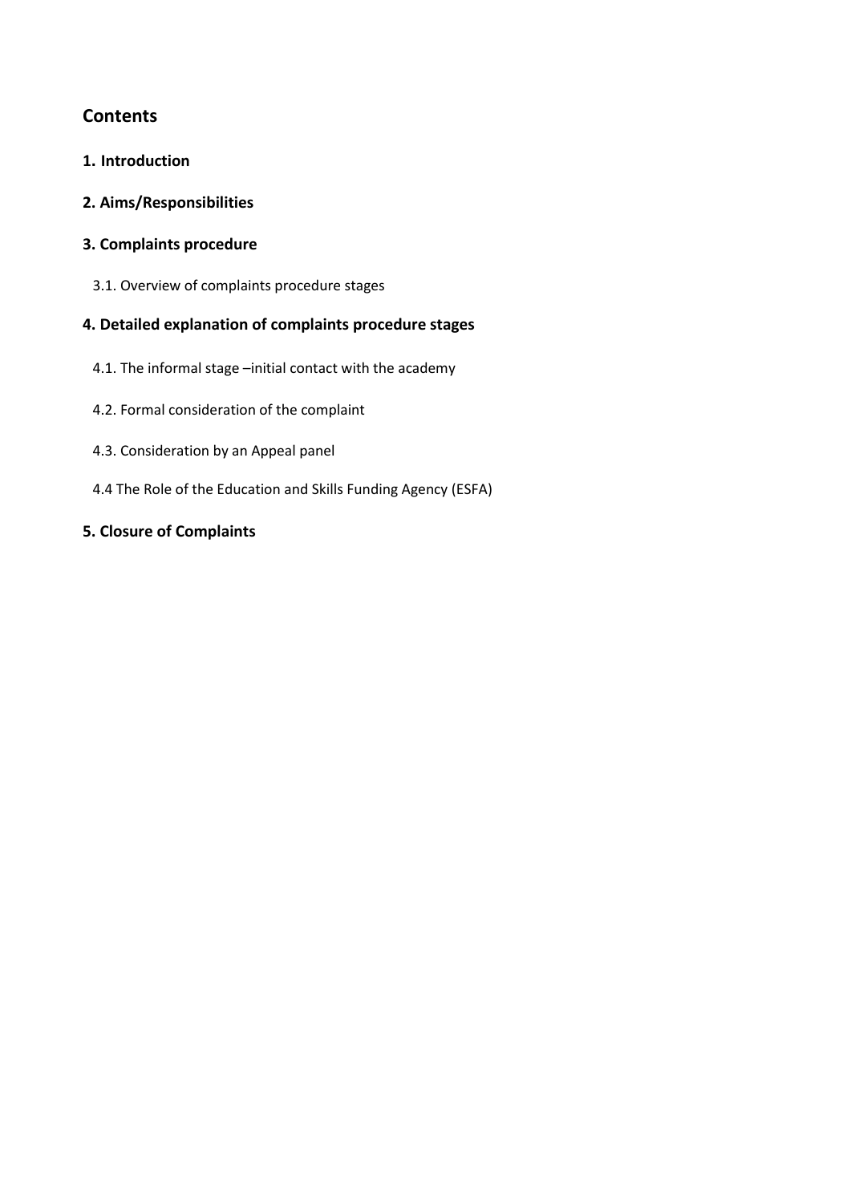## Contents

**1. Introduction**

**2. Aims/Responsibilities**

**3. Complaints procedure**

- 3.1. Overview of complaints procedure stages

**4. Detailed explanation of complaints procedure stages**

- 4.1. The informal stage –initial contact with the academy
- 4.2. Formal consideration of the complaint
- 4.3. Consideration by an Appeal panel
- 4.4 The Role of the Education and Skills Funding Agency (ESFA)

**5. Closure of Complaints**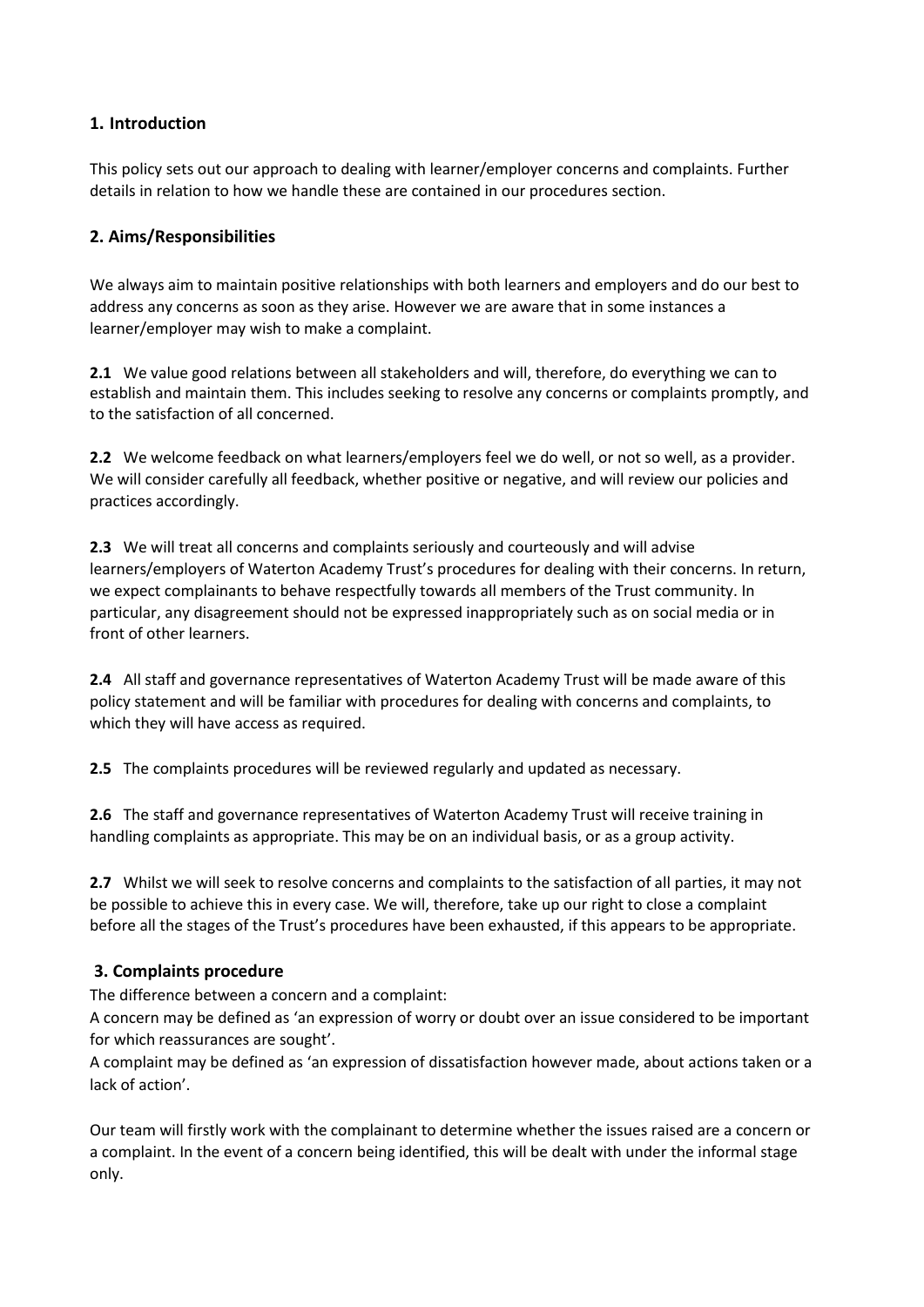## 1. Introduction

This policy sets out our approach to dealing with learner/employer concerns and complaints. Further details in relation to how we handle these are contained in our procedures section.

## 2. Aims/Responsibilities

We always aim to maintain positive relationships with both learners and employers and do our best to address any concerns as soon as they arise. However we are aware that in some instances a learner/employer may wish to make a complaint.

**2.1** We value good relations between all stakeholders and will, therefore, do everything we can to establish and maintain them. This includes seeking to resolve any concerns or complaints promptly, and to the satisfaction of all concerned.

**2.2** We welcome feedback on what learners/employers feel we do well, or not so well, as a provider. We will consider carefully all feedback, whether positive or negative, and will review our policies and practices accordingly.

**2.3** We will treat all concerns and complaints seriously and courteously and will advise learners/employers of Waterton Academy Trust's procedures for dealing with their concerns. In return, we expect complainants to behave respectfully towards all members of the Trust community. In particular, any disagreement should not be expressed inappropriately such as on social media or in front of other learners.

**2.4** All staff and governance representatives of Waterton Academy Trust will be made aware of this policy statement and will be familiar with procedures for dealing with concerns and complaints, to which they will have access as required.

**2.5** The complaints procedures will be reviewed regularly and updated as necessary.

**2.6** The staff and governance representatives of Waterton Academy Trust will receive training in handling complaints as appropriate. This may be on an individual basis, or as a group activity.

**2.7** Whilst we will seek to resolve concerns and complaints to the satisfaction of all parties, it may not be possible to achieve this in every case. We will, therefore, take up our right to close a complaint before all the stages of the Trust's procedures have been exhausted, if this appears to be appropriate.

## 3. Complaints procedure

The difference between a concern and a complaint:

A concern may be defined as 'an expression of worry or doubt over an issue considered to be important for which reassurances are sought'.

A complaint may be defined as 'an expression of dissatisfaction however made, about actions taken or a lack of action'.

Our team will firstly work with the complainant to determine whether the issues raised are a concern or a complaint. In the event of a concern being identified, this will be dealt with under the informal stage only.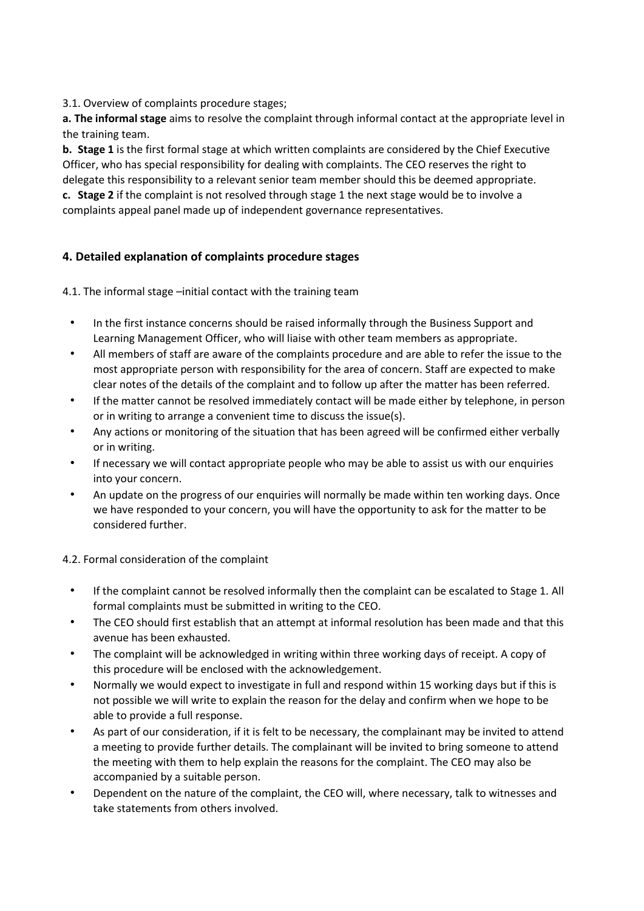3.1. Overview of complaints procedure stages;

**a. The informal stage** aims to resolve the complaint through informal contact at the appropriate level in the training team.

**b. Stage 1** is the first formal stage at which written complaints are considered by the Chief Executive Officer, who has special responsibility for dealing with complaints. The CEO reserves the right to delegate this responsibility to a relevant senior team member should this be deemed appropriate.

**c. Stage 2** if the complaint is not resolved through stage 1 the next stage would be to involve a complaints appeal panel made up of independent governance representatives.

## 4. Detailed explanation of complaints procedure stages

4.1. The informal stage –initial contact with the training team

- In the first instance concerns should be raised informally through the Business Support and Learning Management Officer, who will liaise with other team members as appropriate.
- All members of staff are aware of the complaints procedure and are able to refer the issue to the most appropriate person with responsibility for the area of concern. Staff are expected to make clear notes of the details of the complaint and to follow up after the matter has been referred.
- If the matter cannot be resolved immediately contact will be made either by telephone, in person or in writing to arrange a convenient time to discuss the issue(s).
- Any actions or monitoring of the situation that has been agreed will be confirmed either verbally or in writing.
- If necessary we will contact appropriate people who may be able to assist us with our enquiries into your concern.
- An update on the progress of our enquiries will normally be made within ten working days. Once we have responded to your concern, you will have the opportunity to ask for the matter to be considered further.

4.2. Formal consideration of the complaint

- If the complaint cannot be resolved informally then the complaint can be escalated to Stage 1. All formal complaints must be submitted in writing to the CEO.
- The CEO should first establish that an attempt at informal resolution has been made and that this avenue has been exhausted.
- The complaint will be acknowledged in writing within three working days of receipt. A copy of this procedure will be enclosed with the acknowledgement.
- Normally we would expect to investigate in full and respond within 15 working days but if this is not possible we will write to explain the reason for the delay and confirm when we hope to be able to provide a full response.
- As part of our consideration, if it is felt to be necessary, the complainant may be invited to attend a meeting to provide further details. The complainant will be invited to bring someone to attend the meeting with them to help explain the reasons for the complaint. The CEO may also be accompanied by a suitable person.
- Dependent on the nature of the complaint, the CEO will, where necessary, talk to witnesses and take statements from others involved.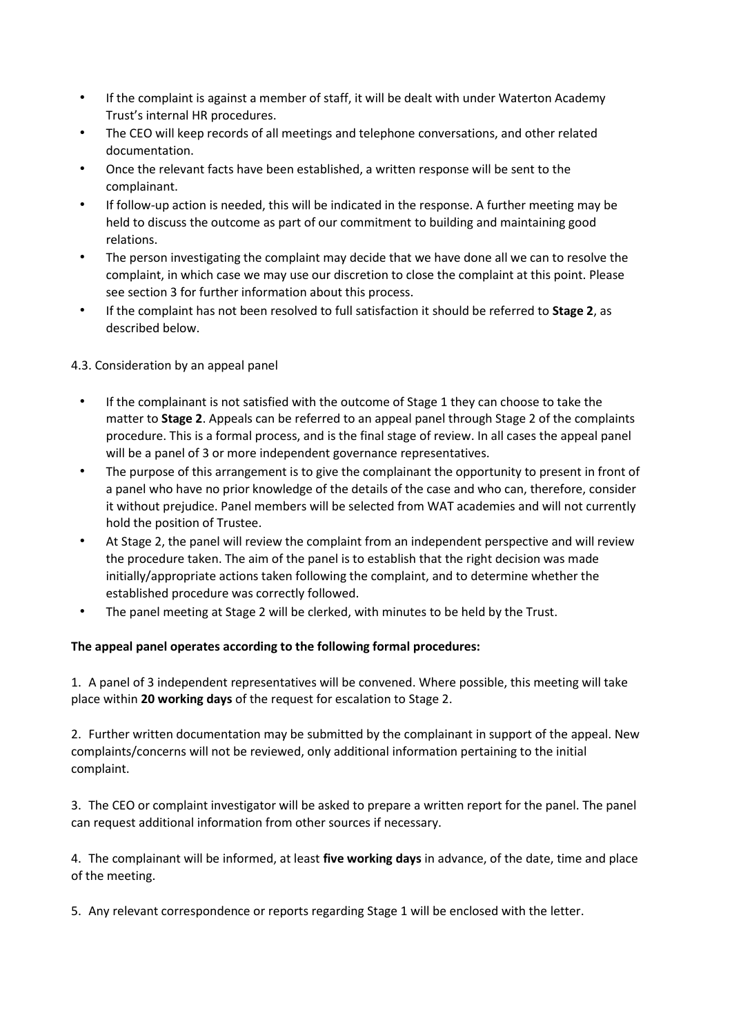- If the complaint is against a member of staff, it will be dealt with under Waterton Academy Trust's internal HR procedures.
- The CEO will keep records of all meetings and telephone conversations, and other related documentation.
- Once the relevant facts have been established, a written response will be sent to the complainant.
- If follow-up action is needed, this will be indicated in the response. A further meeting may be held to discuss the outcome as part of our commitment to building and maintaining good relations.
- The person investigating the complaint may decide that we have done all we can to resolve the complaint, in which case we may use our discretion to close the complaint at this point. Please see section 3 for further information about this process.
- If the complaint has not been resolved to full satisfaction it should be referred to **Stage 2**, as described below.

4.3. Consideration by an appeal panel

- If the complainant is not satisfied with the outcome of Stage 1 they can choose to take the matter to **Stage 2**. Appeals can be referred to an appeal panel through Stage 2 of the complaints procedure. This is a formal process, and is the final stage of review. In all cases the appeal panel will be a panel of 3 or more independent governance representatives.
- The purpose of this arrangement is to give the complainant the opportunity to present in front of a panel who have no prior knowledge of the details of the case and who can, therefore, consider it without prejudice. Panel members will be selected from WAT academies and will not currently hold the position of Trustee.
- At Stage 2, the panel will review the complaint from an independent perspective and will review the procedure taken. The aim of the panel is to establish that the right decision was made initially/appropriate actions taken following the complaint, and to determine whether the established procedure was correctly followed.
- The panel meeting at Stage 2 will be clerked, with minutes to be held by the Trust.

**The appeal panel operates according to the following formal procedures:**

1. A panel of 3 independent representatives will be convened. Where possible, this meeting will take place within **20 working days** of the request for escalation to Stage 2.

2. Further written documentation may be submitted by the complainant in support of the appeal. New complaints/concerns will not be reviewed, only additional information pertaining to the initial complaint.

3. The CEO or complaint investigator will be asked to prepare a written report for the panel. The panel can request additional information from other sources if necessary.

4. The complainant will be informed, at least **five working days** in advance, of the date, time and place of the meeting.

5. Any relevant correspondence or reports regarding Stage 1 will be enclosed with the letter.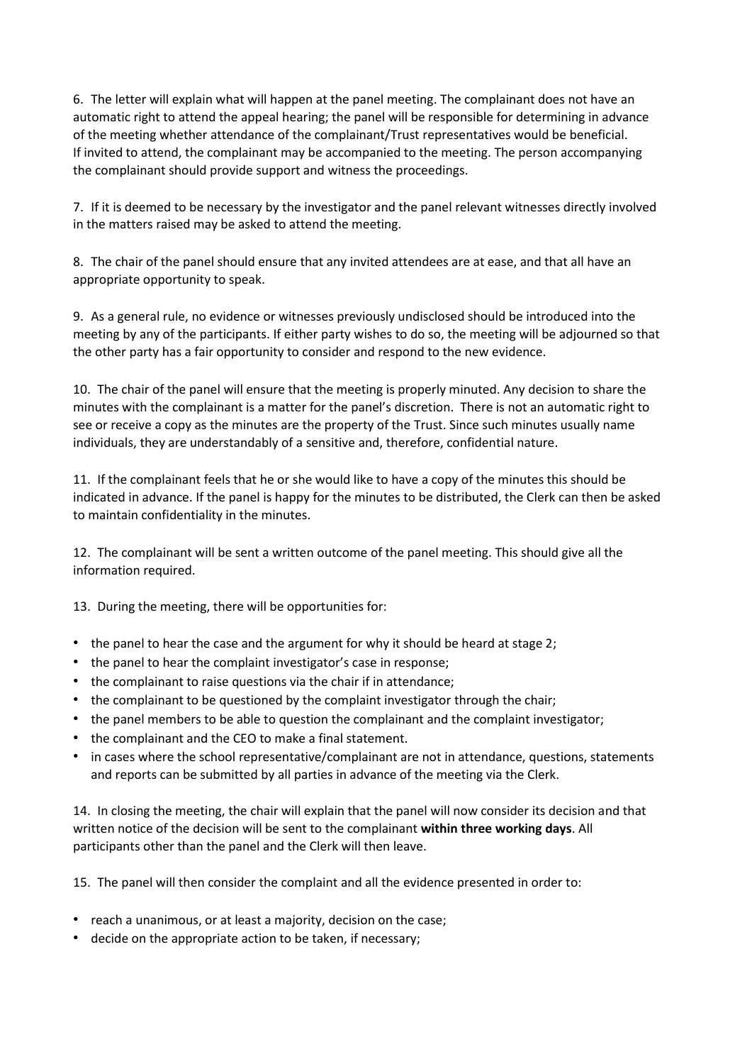6. The letter will explain what will happen at the panel meeting. The complainant does not have an automatic right to attend the appeal hearing; the panel will be responsible for determining in advance of the meeting whether attendance of the complainant/Trust representatives would be beneficial. If invited to attend, the complainant may be accompanied to the meeting. The person accompanying the complainant should provide support and witness the proceedings.

7. If it is deemed to be necessary by the investigator and the panel relevant witnesses directly involved in the matters raised may be asked to attend the meeting.

8. The chair of the panel should ensure that any invited attendees are at ease, and that all have an appropriate opportunity to speak.

9. As a general rule, no evidence or witnesses previously undisclosed should be introduced into the meeting by any of the participants. If either party wishes to do so, the meeting will be adjourned so that the other party has a fair opportunity to consider and respond to the new evidence.

10. The chair of the panel will ensure that the meeting is properly minuted. Any decision to share the minutes with the complainant is a matter for the panel's discretion. There is not an automatic right to see or receive a copy as the minutes are the property of the Trust. Since such minutes usually name individuals, they are understandably of a sensitive and, therefore, confidential nature.

11. If the complainant feels that he or she would like to have a copy of the minutes this should be indicated in advance. If the panel is happy for the minutes to be distributed, the Clerk can then be asked to maintain confidentiality in the minutes.

12. The complainant will be sent a written outcome of the panel meeting. This should give all the information required.

13. During the meeting, there will be opportunities for:

- the panel to hear the case and the argument for why it should be heard at stage 2;
- the panel to hear the complaint investigator's case in response;
- the complainant to raise questions via the chair if in attendance;
- the complainant to be questioned by the complaint investigator through the chair;
- the panel members to be able to question the complainant and the complaint investigator;
- the complainant and the CEO to make a final statement.
- in cases where the school representative/complainant are not in attendance, questions, statements and reports can be submitted by all parties in advance of the meeting via the Clerk.

14. In closing the meeting, the chair will explain that the panel will now consider its decision and that written notice of the decision will be sent to the complainant **within three working days**. All participants other than the panel and the Clerk will then leave.

15. The panel will then consider the complaint and all the evidence presented in order to:

- reach a unanimous, or at least a majority, decision on the case;
- decide on the appropriate action to be taken, if necessary;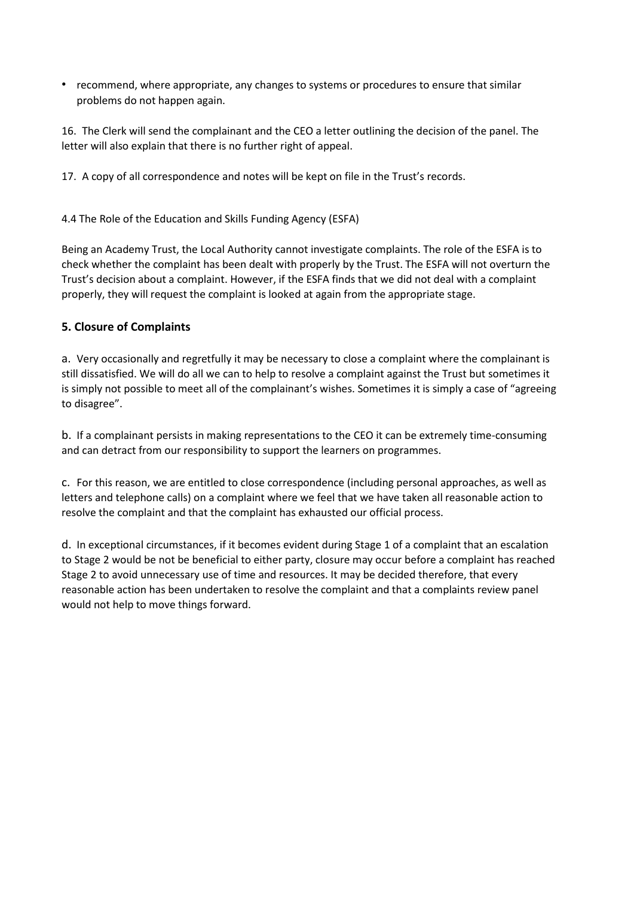- recommend, where appropriate, any changes to systems or procedures to ensure that similar problems do not happen again.

16. The Clerk will send the complainant and the CEO a letter outlining the decision of the panel. The letter will also explain that there is no further right of appeal.

17. A copy of all correspondence and notes will be kept on file in the Trust's records.

4.4 The Role of the Education and Skills Funding Agency (ESFA)

Being an Academy Trust, the Local Authority cannot investigate complaints. The role of the ESFA is to check whether the complaint has been dealt with properly by the Trust. The ESFA will not overturn the Trust's decision about a complaint. However, if the ESFA finds that we did not deal with a complaint properly, they will request the complaint is looked at again from the appropriate stage.

## 5. Closure of Complaints

a. Very occasionally and regretfully it may be necessary to close a complaint where the complainant is still dissatisfied. We will do all we can to help to resolve a complaint against the Trust but sometimes it is simply not possible to meet all of the complainant's wishes. Sometimes it is simply a case of "agreeing to disagree".

b. If a complainant persists in making representations to the CEO it can be extremely time-consuming and can detract from our responsibility to support the learners on programmes.

c. For this reason, we are entitled to close correspondence (including personal approaches, as well as letters and telephone calls) on a complaint where we feel that we have taken all reasonable action to resolve the complaint and that the complaint has exhausted our official process.

d. In exceptional circumstances, if it becomes evident during Stage 1 of a complaint that an escalation to Stage 2 would be not be beneficial to either party, closure may occur before a complaint has reached Stage 2 to avoid unnecessary use of time and resources. It may be decided therefore, that every reasonable action has been undertaken to resolve the complaint and that a complaints review panel would not help to move things forward.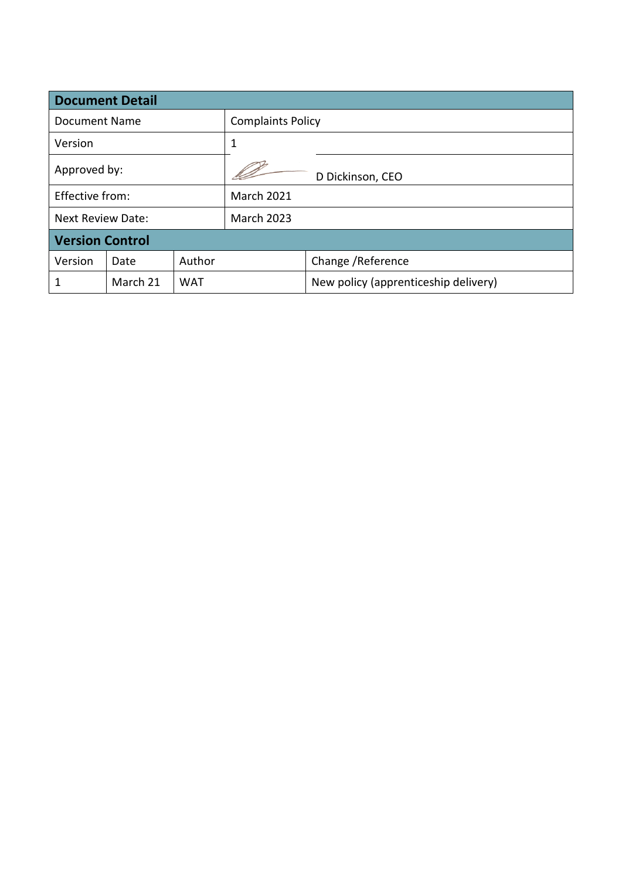| Document Detail | |
|---|---|
| Document Name | Complaints Policy |
| Version | 1 |
| Approved by: | D Dickinson, CEO |
| Effective from: | March 2021 |
| Next Review Date: | March 2023 |

| Version Control | | | |
|---|---|---|---|
| Version | Date | Author | Change /Reference |
| 1 | March 21 | WAT | New policy (apprenticeship delivery) |